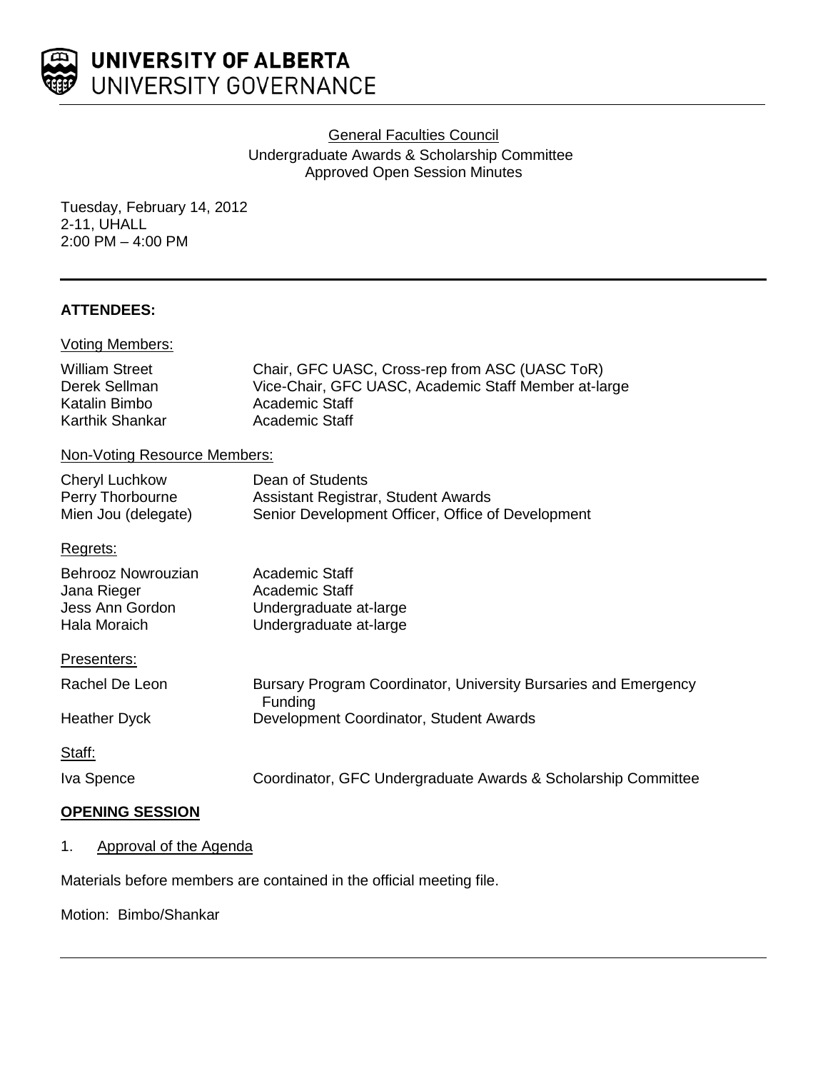# UNIVERSITY OF ALBERTA
## UNIVERSITY GOVERNANCE

General Faculties Council
Undergraduate Awards & Scholarship Committee
Approved Open Session Minutes

Tuesday, February 14, 2012
2-11, UHALL
2:00 PM – 4:00 PM

---

**ATTENDEES:**

Voting Members:

| | |
|---|---|
| William Street | Chair, GFC UASC, Cross-rep from ASC (UASC ToR) |
| Derek Sellman | Vice-Chair, GFC UASC, Academic Staff Member at-large |
| Katalin Bimbo | Academic Staff |
| Karthik Shankar | Academic Staff |

Non-Voting Resource Members:

| | |
|---|---|
| Cheryl Luchkow | Dean of Students |
| Perry Thorbourne | Assistant Registrar, Student Awards |
| Mien Jou (delegate) | Senior Development Officer, Office of Development |

Regrets:

| | |
|---|---|
| Behrooz Nowrouzian | Academic Staff |
| Jana Rieger | Academic Staff |
| Jess Ann Gordon | Undergraduate at-large |
| Hala Moraich | Undergraduate at-large |

Presenters:

| | |
|---|---|
| Rachel De Leon | Bursary Program Coordinator, University Bursaries and Emergency Funding |
| Heather Dyck | Development Coordinator, Student Awards |

Staff:

| | |
|---|---|
| Iva Spence | Coordinator, GFC Undergraduate Awards & Scholarship Committee |

**OPENING SESSION**

1. Approval of the Agenda

Materials before members are contained in the official meeting file.

Motion: Bimbo/Shankar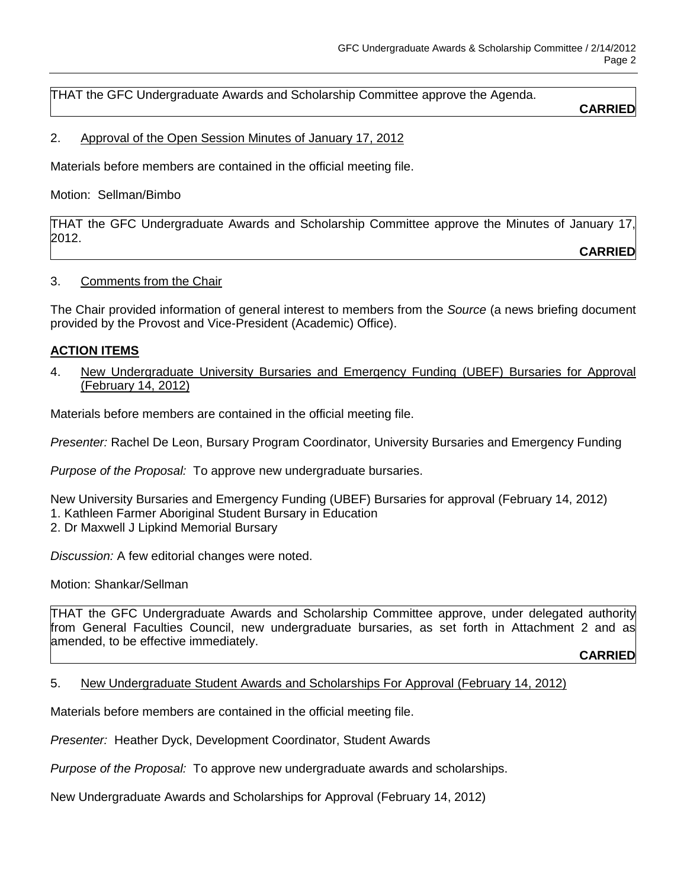THAT the GFC Undergraduate Awards and Scholarship Committee approve the Agenda.

**CARRIED**

2. Approval of the Open Session Minutes of January 17, 2012

Materials before members are contained in the official meeting file.

Motion: Sellman/Bimbo

THAT the GFC Undergraduate Awards and Scholarship Committee approve the Minutes of January 17, 2012.

**CARRIED**

3. Comments from the Chair

The Chair provided information of general interest to members from the *Source* (a news briefing document provided by the Provost and Vice-President (Academic) Office).

**ACTION ITEMS**

4. New Undergraduate University Bursaries and Emergency Funding (UBEF) Bursaries for Approval (February 14, 2012)

Materials before members are contained in the official meeting file.

*Presenter:* Rachel De Leon, Bursary Program Coordinator, University Bursaries and Emergency Funding

*Purpose of the Proposal:* To approve new undergraduate bursaries.

New University Bursaries and Emergency Funding (UBEF) Bursaries for approval (February 14, 2012)
1. Kathleen Farmer Aboriginal Student Bursary in Education
2. Dr Maxwell J Lipkind Memorial Bursary

*Discussion:* A few editorial changes were noted.

Motion: Shankar/Sellman

THAT the GFC Undergraduate Awards and Scholarship Committee approve, under delegated authority from General Faculties Council, new undergraduate bursaries, as set forth in Attachment 2 and as amended, to be effective immediately.

**CARRIED**

5. New Undergraduate Student Awards and Scholarships For Approval (February 14, 2012)

Materials before members are contained in the official meeting file.

*Presenter:* Heather Dyck, Development Coordinator, Student Awards

*Purpose of the Proposal:* To approve new undergraduate awards and scholarships.

New Undergraduate Awards and Scholarships for Approval (February 14, 2012)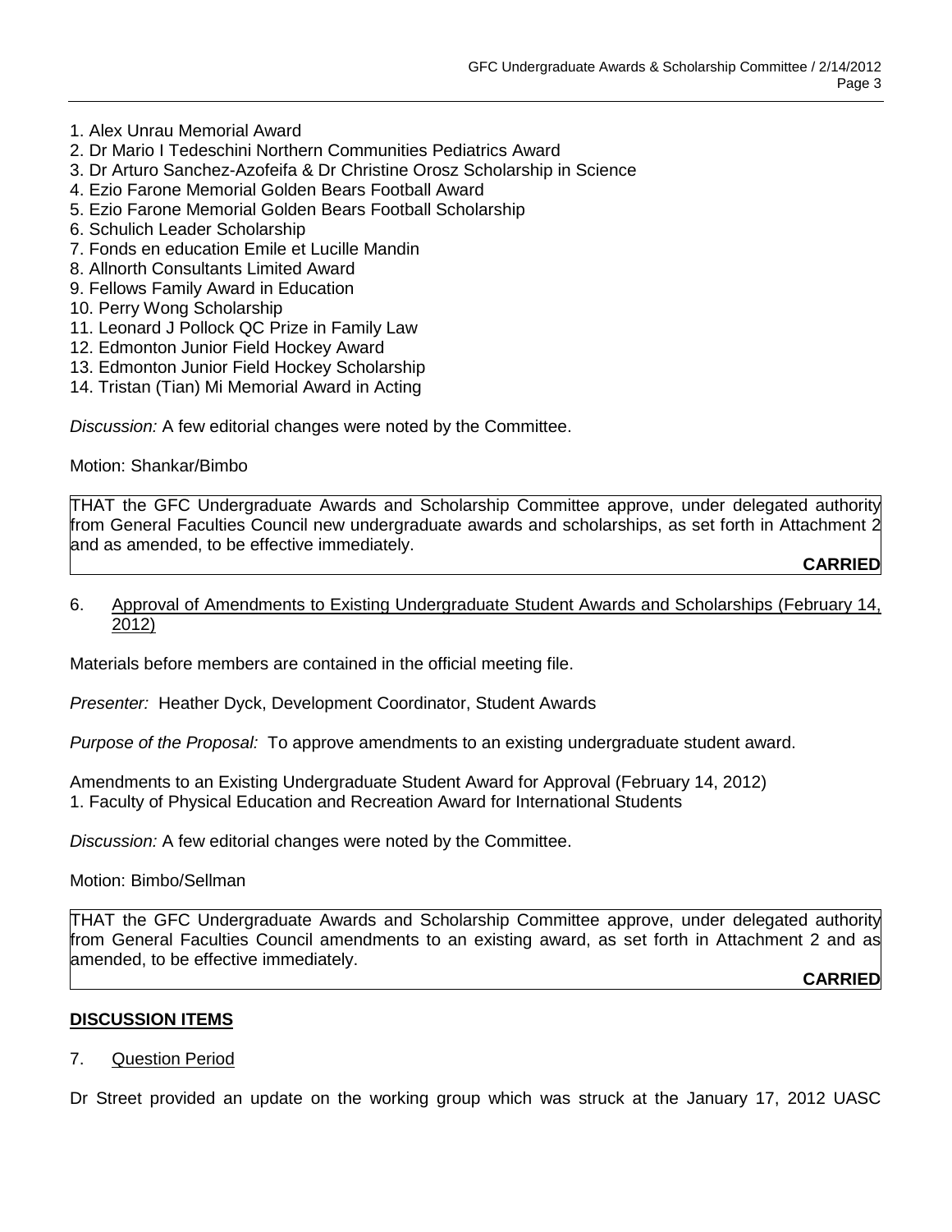1. Alex Unrau Memorial Award
2. Dr Mario I Tedeschini Northern Communities Pediatrics Award
3. Dr Arturo Sanchez-Azofeifa & Dr Christine Orosz Scholarship in Science
4. Ezio Farone Memorial Golden Bears Football Award
5. Ezio Farone Memorial Golden Bears Football Scholarship
6. Schulich Leader Scholarship
7. Fonds en education Emile et Lucille Mandin
8. Allnorth Consultants Limited Award
9. Fellows Family Award in Education
10. Perry Wong Scholarship
11. Leonard J Pollock QC Prize in Family Law
12. Edmonton Junior Field Hockey Award
13. Edmonton Junior Field Hockey Scholarship
14. Tristan (Tian) Mi Memorial Award in Acting

*Discussion:* A few editorial changes were noted by the Committee.

Motion: Shankar/Bimbo

THAT the GFC Undergraduate Awards and Scholarship Committee approve, under delegated authority from General Faculties Council new undergraduate awards and scholarships, as set forth in Attachment 2 and as amended, to be effective immediately.

**CARRIED**

6. Approval of Amendments to Existing Undergraduate Student Awards and Scholarships (February 14, 2012)

Materials before members are contained in the official meeting file.

*Presenter:* Heather Dyck, Development Coordinator, Student Awards

*Purpose of the Proposal:* To approve amendments to an existing undergraduate student award.

Amendments to an Existing Undergraduate Student Award for Approval (February 14, 2012)
1. Faculty of Physical Education and Recreation Award for International Students

*Discussion:* A few editorial changes were noted by the Committee.

Motion: Bimbo/Sellman

THAT the GFC Undergraduate Awards and Scholarship Committee approve, under delegated authority from General Faculties Council amendments to an existing award, as set forth in Attachment 2 and as amended, to be effective immediately.

**CARRIED**

## DISCUSSION ITEMS

7. Question Period

Dr Street provided an update on the working group which was struck at the January 17, 2012 UASC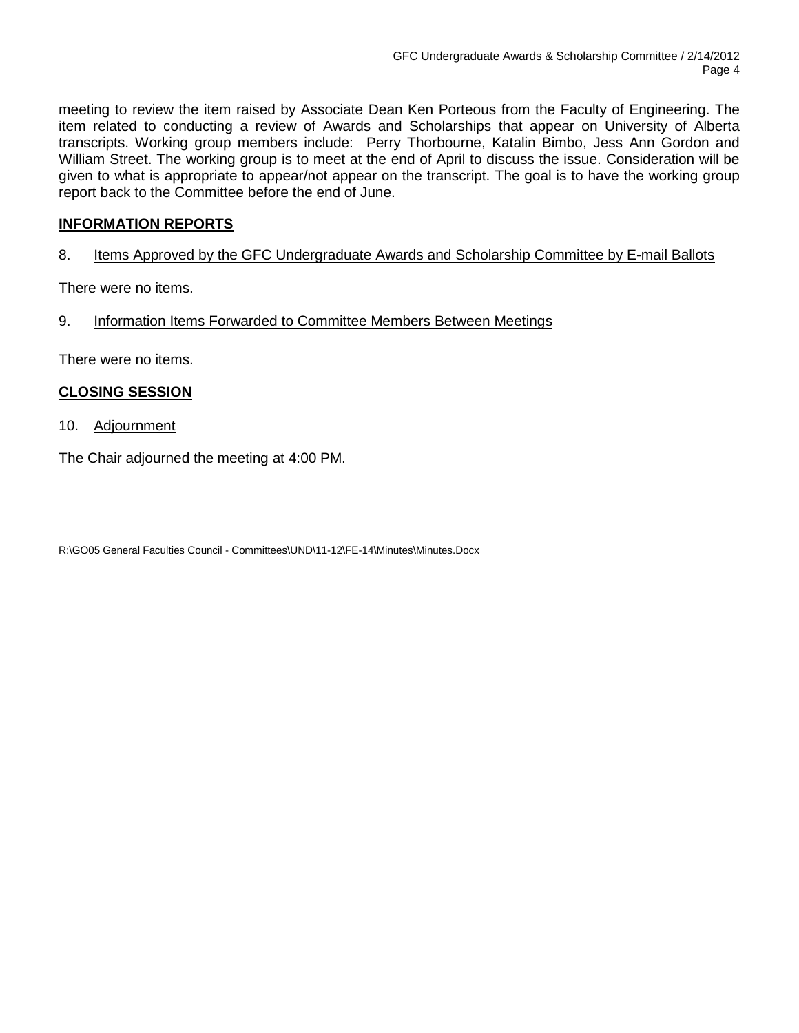meeting to review the item raised by Associate Dean Ken Porteous from the Faculty of Engineering. The item related to conducting a review of Awards and Scholarships that appear on University of Alberta transcripts. Working group members include: Perry Thorbourne, Katalin Bimbo, Jess Ann Gordon and William Street. The working group is to meet at the end of April to discuss the issue. Consideration will be given to what is appropriate to appear/not appear on the transcript. The goal is to have the working group report back to the Committee before the end of June.

## INFORMATION REPORTS

8. Items Approved by the GFC Undergraduate Awards and Scholarship Committee by E-mail Ballots

There were no items.

9. Information Items Forwarded to Committee Members Between Meetings

There were no items.

## CLOSING SESSION

10. Adjournment

The Chair adjourned the meeting at 4:00 PM.

R:\GO05 General Faculties Council - Committees\UND\11-12\FE-14\Minutes\Minutes.Docx